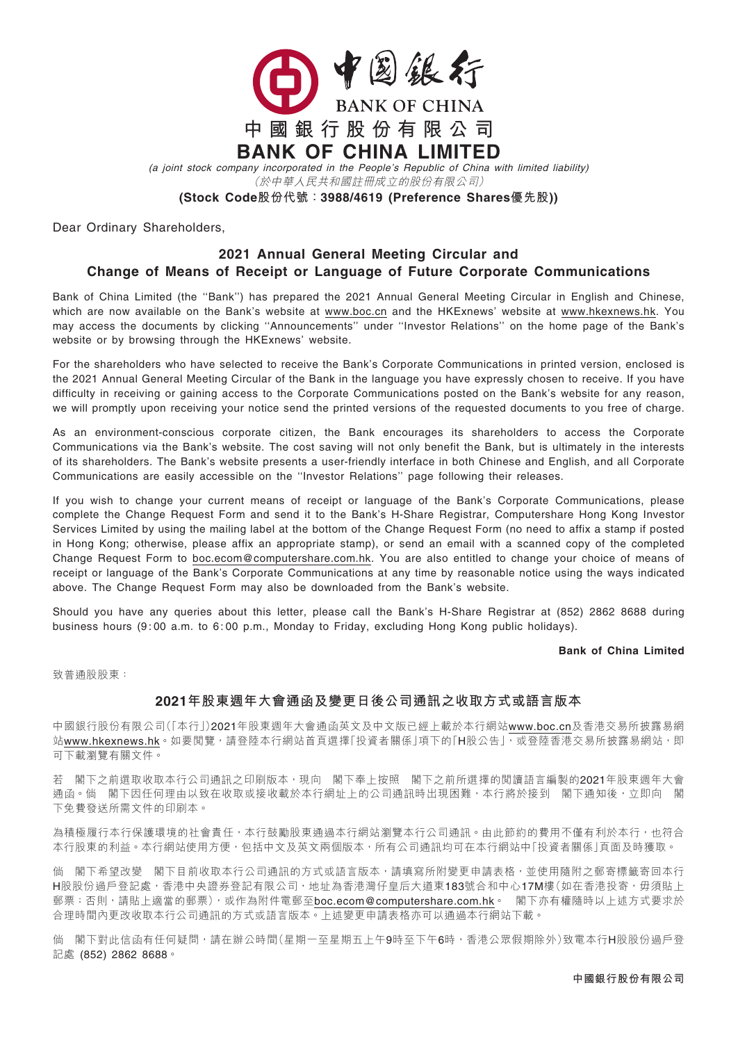中國銀行
BANK OF CHINA

# 中國銀行股份有限公司
# BANK OF CHINA LIMITED

*(a joint stock company incorporated in the People's Republic of China with limited liability)*
*（於中華人民共和國註冊成立的股份有限公司）*

**(Stock Code股份代號：3988/4619 (Preference Shares優先股))**

Dear Ordinary Shareholders,

## 2021 Annual General Meeting Circular and Change of Means of Receipt or Language of Future Corporate Communications

Bank of China Limited (the "Bank") has prepared the 2021 Annual General Meeting Circular in English and Chinese, which are now available on the Bank's website at www.boc.cn and the HKExnews' website at www.hkexnews.hk. You may access the documents by clicking "Announcements" under "Investor Relations" on the home page of the Bank's website or by browsing through the HKExnews' website.

For the shareholders who have selected to receive the Bank's Corporate Communications in printed version, enclosed is the 2021 Annual General Meeting Circular of the Bank in the language you have expressly chosen to receive. If you have difficulty in receiving or gaining access to the Corporate Communications posted on the Bank's website for any reason, we will promptly upon receiving your notice send the printed versions of the requested documents to you free of charge.

As an environment-conscious corporate citizen, the Bank encourages its shareholders to access the Corporate Communications via the Bank's website. The cost saving will not only benefit the Bank, but is ultimately in the interests of its shareholders. The Bank's website presents a user-friendly interface in both Chinese and English, and all Corporate Communications are easily accessible on the "Investor Relations" page following their releases.

If you wish to change your current means of receipt or language of the Bank's Corporate Communications, please complete the Change Request Form and send it to the Bank's H-Share Registrar, Computershare Hong Kong Investor Services Limited by using the mailing label at the bottom of the Change Request Form (no need to affix a stamp if posted in Hong Kong; otherwise, please affix an appropriate stamp), or send an email with a scanned copy of the completed Change Request Form to boc.ecom@computershare.com.hk. You are also entitled to change your choice of means of receipt or language of the Bank's Corporate Communications at any time by reasonable notice using the ways indicated above. The Change Request Form may also be downloaded from the Bank's website.

Should you have any queries about this letter, please call the Bank's H-Share Registrar at (852) 2862 8688 during business hours (9:00 a.m. to 6:00 p.m., Monday to Friday, excluding Hong Kong public holidays).

**Bank of China Limited**

致普通股股東：

## 2021年股東週年大會通函及變更日後公司通訊之收取方式或語言版本

中國銀行股份有限公司(「本行」)2021年股東週年大會通函英文及中文版已經上載於本行網站www.boc.cn及香港交易所披露易網站www.hkexnews.hk。如要閱覽，請登陸本行網站首頁選擇「投資者關係」項下的「H股公告」，或登陸香港交易所披露易網站，即可下載瀏覽有關文件。

若 閣下之前選取收取本行公司通訊之印刷版本，現向 閣下奉上按照 閣下之前所選擇的閱讀語言編製的2021年股東週年大會通函。倘 閣下因任何理由以致在收取或接收載於本行網址上的公司通訊時出現困難，本行將於接到 閣下通知後，立即向 閣下免費發送所需文件的印刷本。

為積極履行本行保護環境的社會責任，本行鼓勵股東通過本行網站瀏覽本行公司通訊。由此節約的費用不僅有利於本行，也符合本行股東的利益。本行網站使用方便，包括中文及英文兩個版本，所有公司通訊均可在本行網站中「投資者關係」頁面及時獲取。

倘 閣下希望改變 閣下目前收取本行公司通訊的方式或語言版本，請填寫所附變更申請表格，並使用隨附之郵寄標籤寄回本行H股股份過戶登記處，香港中央證券登記有限公司，地址為香港灣仔皇后大道東183號合和中心17M樓(如在香港投寄，毋須貼上郵票；否則，請貼上適當的郵票)，或作為附件電郵至boc.ecom@computershare.com.hk。 閣下亦有權隨時以上述方式要求於合理時間內更改收取本行公司通訊的方式或語言版本。上述變更申請表格亦可以通過本行網站下載。

倘 閣下對此信函有任何疑問，請在辦公時間(星期一至星期五上午9時至下午6時，香港公眾假期除外)致電本行H股股份過戶登記處 (852) 2862 8688。

**中國銀行股份有限公司**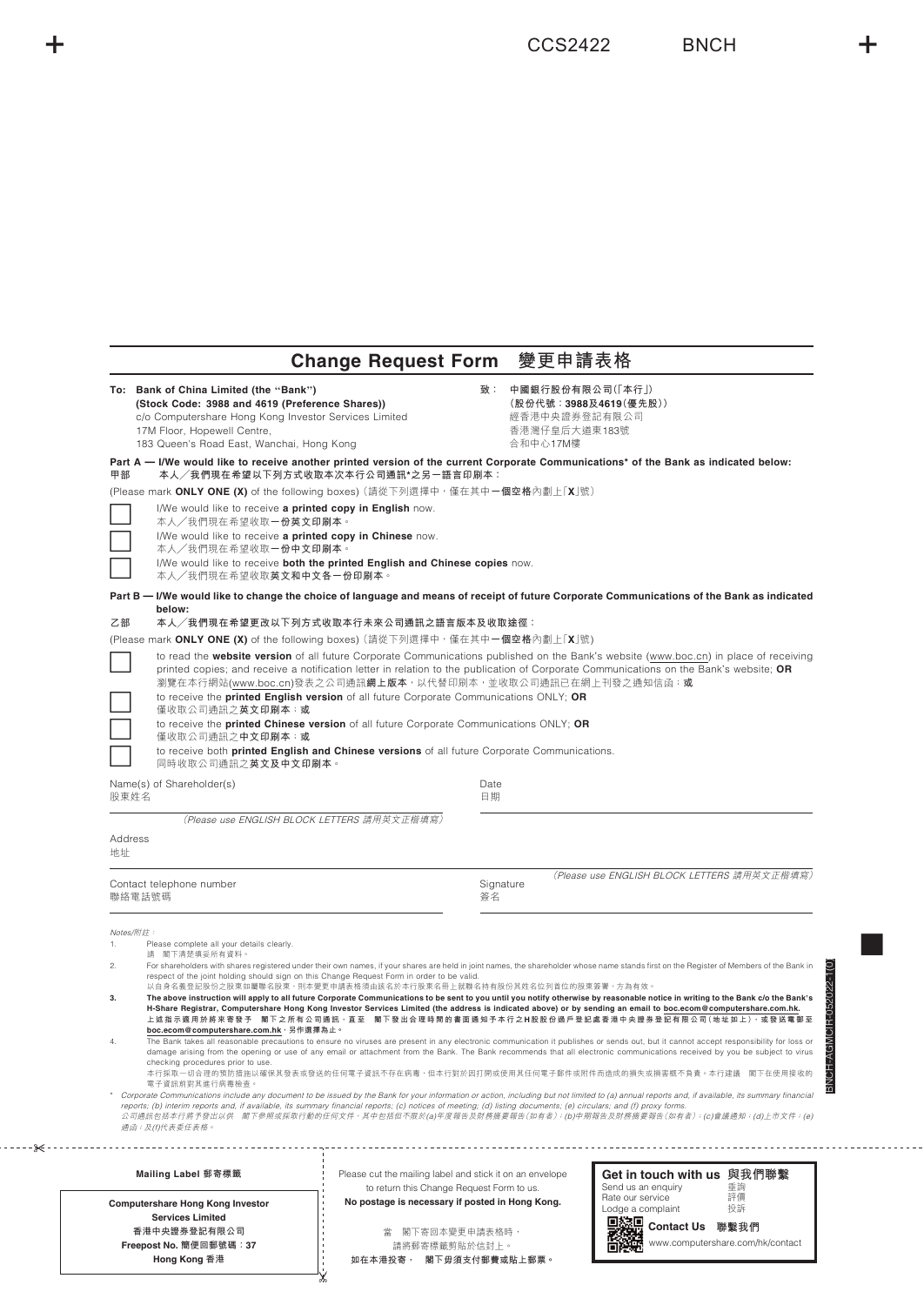CCS2422 BNCH

# Change Request Form 變更申請表格

**To: Bank of China Limited (the "Bank")**
**(Stock Code: 3988 and 4619 (Preference Shares))**
c/o Computershare Hong Kong Investor Services Limited
17M Floor, Hopewell Centre,
183 Queen's Road East, Wanchai, Hong Kong

**致： 中國銀行股份有限公司(「本行」)**
**(股份代號：3988及4619(優先股))**
經香港中央證券登記有限公司
香港灣仔皇后大道東183號
合和中心17M樓

**Part A — I/We would like to receive another printed version of the current Corporate Communications* of the Bank as indicated below:**
**甲部 本人╱我們現在希望以下列方式收取本次本行公司通訊*之另一語言印刷本：**

(Please mark **ONLY ONE (X)** of the following boxes) (請從下列選擇中，僅在其中**一個空格**內劃上「**X**」號)

☐ I/We would like to receive **a printed copy in English** now.
本人╱我們現在希望收取**一份英文印刷本**。

☐ I/We would like to receive **a printed copy in Chinese** now.
本人╱我們現在希望收取**一份中文印刷本**。

☐ I/We would like to receive **both the printed English and Chinese copies** now.
本人╱我們現在希望收取**英文和中文各一份印刷本**。

**Part B — I/We would like to change the choice of language and means of receipt of future Corporate Communications of the Bank as indicated below:**
**乙部 本人╱我們現在希望更改以下列方式收取本行未來公司通訊之語言版本及收取途徑：**

(Please mark **ONLY ONE (X)** of the following boxes) (請從下列選擇中，僅在其中**一個空格**內劃上「**X**」號)

☐ to read the **website version** of all future Corporate Communications published on the Bank's website (www.boc.cn) in place of receiving printed copies; and receive a notification letter in relation to the publication of Corporate Communications on the Bank's website; **OR**
瀏覽在本行網站(www.boc.cn)發表之公司通訊**網上版本**，以代替印刷本，並收取公司通訊已在網上刊發之通知信函；**或**

☐ to receive the **printed English version** of all future Corporate Communications ONLY; **OR**
僅收取公司通訊之**英文印刷本**；**或**

☐ to receive the **printed Chinese version** of all future Corporate Communications ONLY; **OR**
僅收取公司通訊之**中文印刷本**；**或**

☐ to receive both **printed English and Chinese versions** of all future Corporate Communications.
同時收取公司通訊之**英文及中文印刷本**。

Name(s) of Shareholder(s)
股東姓名

*(Please use ENGLISH BLOCK LETTERS 請用英文正楷填寫)*

Date
日期

Address
地址

*(Please use ENGLISH BLOCK LETTERS 請用英文正楷填寫)*

Contact telephone number
聯絡電話號碼

Signature
簽名

*Notes/附註：*

1. Please complete all your details clearly.
請 閣下清楚填妥所有資料。
2. For shareholders with shares registered under their own names, if your shares are held in joint names, the shareholder whose name stands first on the Register of Members of the Bank in respect of the joint holding should sign on this Change Request Form in order to be valid.
以自身名義登記股份之股東如屬聯名股東，則本變更申請表格須由該名於本行股東名冊上就聯名持有股份其姓名位列首位的股東簽署，方為有效。
3. **The above instruction will apply to all future Corporate Communications to be sent to you until you notify otherwise by reasonable notice in writing to the Bank c/o the Bank's H-Share Registrar, Computershare Hong Kong Investor Services Limited (the address is indicated above) or by sending an email to boc.ecom@computershare.com.hk.**
**上述指示適用於將來寄發予 閣下之所有公司通訊，直至 閣下發出合理時間的書面通知予本行之H股股份過戶登記處香港中央證券登記有限公司(地址如上)，或發送電郵至boc.ecom@computershare.com.hk，另作選擇為止。**
4. The Bank takes all reasonable precautions to ensure no viruses are present in any electronic communication it publishes or sends out, but it cannot accept responsibility for loss or damage arising from the opening or use of any email or attachment from the Bank. The Bank recommends that all electronic communications received by you be subject to virus checking procedures prior to use.
本行採取一切合理的預防措施以確保其發表或發送的任何電子資訊不存在病毒，但本行對於因打開或使用其任何電子郵件或附件而造成的損失或損害概不負責。本行建議 閣下在使用接收的電子資訊前對其進行病毒檢查。

\* *Corporate Communications include any document to be issued by the Bank for your information or action, including but not limited to (a) annual reports and, if available, its summary financial reports; (b) interim reports and, if available, its summary financial reports; (c) notices of meeting; (d) listing documents; (e) circulars; and (f) proxy forms.*
*公司通訊包括本行將予發出以供 閣下參照或採取行動的任何文件，其中包括但不限於(a)年度報告及財務摘要報告(如有者)；(b)中期報告及財務摘要報告(如有者)；(c)會議通知；(d)上市文件；(e)通函；及(f)代表委任表格。*

BNCH-AGMCIR-052022-1(0)

**Mailing Label 郵寄標籤**

**Computershare Hong Kong Investor Services Limited**
**香港中央證券登記有限公司**
**Freepost No. 簡便回郵號碼：37**
**Hong Kong 香港**

Please cut the mailing label and stick it on an envelope to return this Change Request Form to us.
**No postage is necessary if posted in Hong Kong.**

當 閣下寄回本變更申請表格時，
請將郵寄標籤剪貼於信封上。
**如在本港投寄， 閣下毋須支付郵費或貼上郵票。**

**Get in touch with us 與我們聯繫**
Send us an enquiry 垂詢
Rate our service 評價
Lodge a complaint 投訴
**Contact Us 聯繫我們**
www.computershare.com/hk/contact